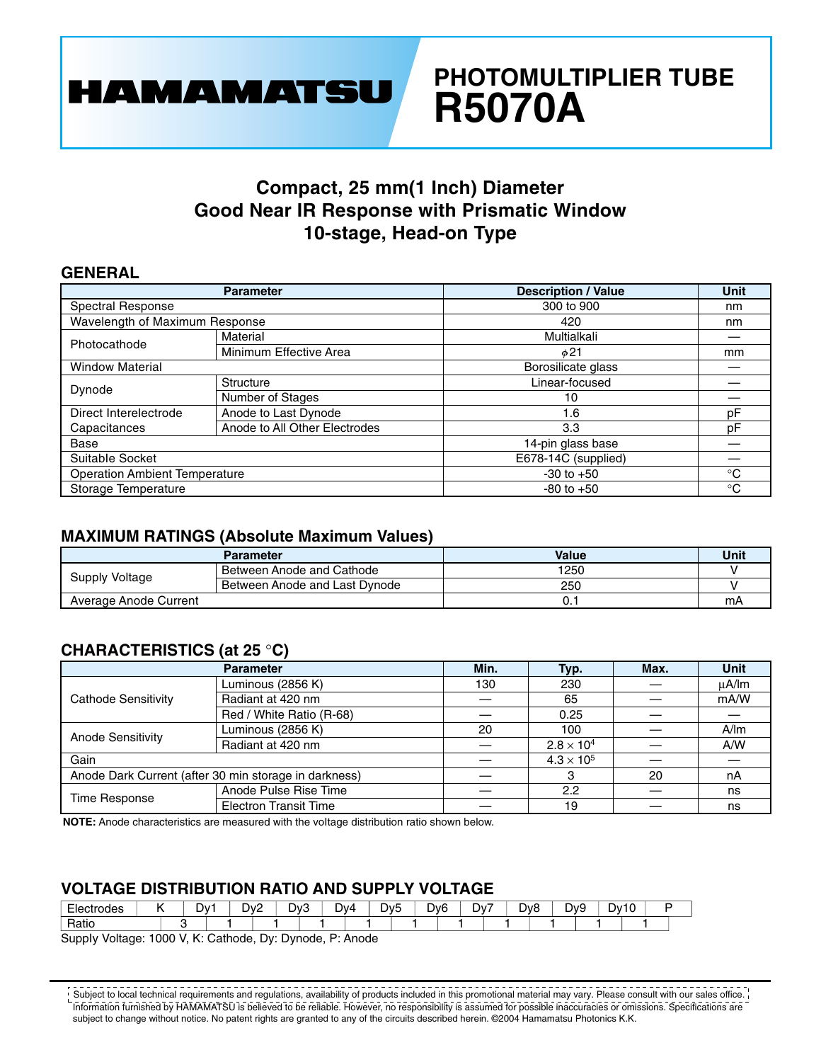# HAMAMATSU

# PHOTOMULTIPLIER TUBE R5070A

## Compact, 25 mm(1 Inch) Diameter
## Good Near IR Response with Prismatic Window
## 10-stage, Head-on Type

### GENERAL

| Parameter | | Description / Value | Unit |
|---|---|---|---|
| Spectral Response | | 300 to 900 | nm |
| Wavelength of Maximum Response | | 420 | nm |
| Photocathode | Material | Multialkali | — |
| | Minimum Effective Area | φ21 | mm |
| Window Material | | Borosilicate glass | — |
| Dynode | Structure | Linear-focused | — |
| | Number of Stages | 10 | — |
| Direct Interelectrode Capacitances | Anode to Last Dynode | 1.6 | pF |
| | Anode to All Other Electrodes | 3.3 | pF |
| Base | | 14-pin glass base | — |
| Suitable Socket | | E678-14C (supplied) | — |
| Operation Ambient Temperature | | -30 to +50 | °C |
| Storage Temperature | | -80 to +50 | °C |

### MAXIMUM RATINGS (Absolute Maximum Values)

| Parameter | | Value | Unit |
|---|---|---|---|
| Supply Voltage | Between Anode and Cathode | 1250 | V |
| | Between Anode and Last Dynode | 250 | V |
| Average Anode Current | | 0.1 | mA |

### CHARACTERISTICS (at 25 °C)

| Parameter | | Min. | Typ. | Max. | Unit |
|---|---|---|---|---|---|
| Cathode Sensitivity | Luminous (2856 K) | 130 | 230 | — | µA/lm |
| | Radiant at 420 nm | — | 65 | — | mA/W |
| | Red / White Ratio (R-68) | — | 0.25 | — | — |
| Anode Sensitivity | Luminous (2856 K) | 20 | 100 | — | A/lm |
| | Radiant at 420 nm | — | $2.8 \times 10^4$ | — | A/W |
| Gain | | — | $4.3 \times 10^5$ | — | — |
| Anode Dark Current (after 30 min storage in darkness) | | — | 3 | 20 | nA |
| Time Response | Anode Pulse Rise Time | — | 2.2 | — | ns |
| | Electron Transit Time | — | 19 | — | ns |

**NOTE:** Anode characteristics are measured with the voltage distribution ratio shown below.

### VOLTAGE DISTRIBUTION RATIO AND SUPPLY VOLTAGE

| Electrodes | K | | Dy1 | | Dy2 | | Dy3 | | Dy4 | | Dy5 | | Dy6 | | Dy7 | | Dy8 | | Dy9 | | Dy10 | | P |
|---|---|---|---|---|---|---|---|---|---|---|---|---|---|---|---|---|---|---|---|---|---|---|---|
| Ratio | | 3 | | 1 | | 1 | | 1 | | 1 | | 1 | | 1 | | 1 | | 1 | | 1 | | 1 | |

Supply Voltage: 1000 V, K: Cathode, Dy: Dynode, P: Anode

Subject to local technical requirements and regulations, availability of products included in this promotional material may vary. Please consult with our sales office.
Information furnished by HAMAMATSU is believed to be reliable. However, no responsibility is assumed for possible inaccuracies or omissions. Specifications are subject to change without notice. No patent rights are granted to any of the circuits described herein. ©2004 Hamamatsu Photonics K.K.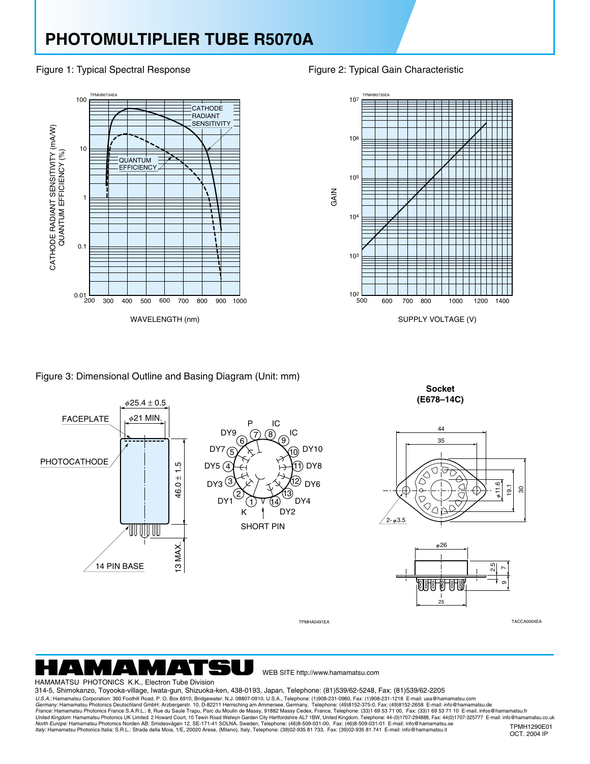# PHOTOMULTIPLIER TUBE R5070A

Figure 1: Typical Spectral Response

TPMHB0734EA

CATHODE RADIANT SENSITIVITY (mA/W)
QUANTUM EFFICIENCY (%)

100
10
1
0.1
0.01

200 300 400 500 600 700 800 900 1000

WAVELENGTH (nm)

CATHODE RADIANT SENSITIVITY

QUANTUM EFFICIENCY

Figure 2: Typical Gain Characteristic

TPMHB0735EA

GAIN

$10^7$
$10^6$
$10^5$
$10^4$
$10^3$
$10^2$

500 600 700 800 1000 1200 1400

SUPPLY VOLTAGE (V)

Figure 3: Dimensional Outline and Basing Diagram (Unit: mm)

FACEPLATE

PHOTOCATHODE

14 PIN BASE

$\phi$25.4 ± 0.5

$\phi$21 MIN.

46.0 ± 1.5

13 MAX.

P
IC
DY9
IC
DY7
DY10
DY5
DY8
DY3
DY6
DY1
DY4
K
DY2
SHORT PIN

**Socket (E678–14C)**

44
35
$\phi$11.6
19.1
30
2- $\phi$3.5
$\phi$26
2.5
7
9
25

TPMHA0491EA

TACCA0004EA

HAMAMATSU

WEB SITE http://www.hamamatsu.com

HAMAMATSU PHOTONICS K.K., Electron Tube Division
314-5, Shimokanzo, Toyooka-village, Iwata-gun, Shizuoka-ken, 438-0193, Japan, Telephone: (81)539/62-5248, Fax: (81)539/62-2205
*U.S.A.:* Hamamatsu Corporation: 360 Foothill Road, P. O. Box 6910, Bridgewater. N.J. 08807-0910, U.S.A., Telephone: (1)908-231-0960, Fax: (1)908-231-1218 E-mail: usa@hamamatsu.com
*Germany:* Hamamatsu Photonics Deutschland GmbH: Arzbergerstr. 10, D-82211 Herrsching am Ammersee, Germany, Telephone: (49)8152-375-0, Fax: (49)8152-2658 E-mail: info@hamamatsu.de
*France:* Hamamatsu Photonics France S.A.R.L.: 8, Rue du Saule Trapu, Parc du Moulin de Massy, 91882 Massy Cedex, France, Telephone: (33)1 69 53 71 00, Fax: (33)1 69 53 71 10 E-mail: infos@hamamatsu.fr
*United Kingdom:* Hamamatsu Photonics UK Limited: 2 Howard Court, 10 Tewin Road Welwyn Garden City Hertfordshire AL7 1BW, United Kingdom, Telephone: 44-(0)1707-294888, Fax: 44(0)1707-325777 E-mail: info@hamamatsu.co.uk
*North Europe:* Hamamatsu Photonics Norden AB: Smidesvägen 12, SE-171-41 SOLNA, Sweden, Telephone: (46)8-509-031-00, Fax: (46)8-509-031-01 E-mail: info@hamamatsu.se
*Italy:* Hamamatsu Photonics Italia: S.R.L.: Strada della Moia, 1/E, 20020 Arese, (Milano), Italy, Telephone: (39)02-935 81 733, Fax: (39)02-935 81 741 E-mail: info@hamamatsu.it

TPMH1290E01
OCT. 2004 IP